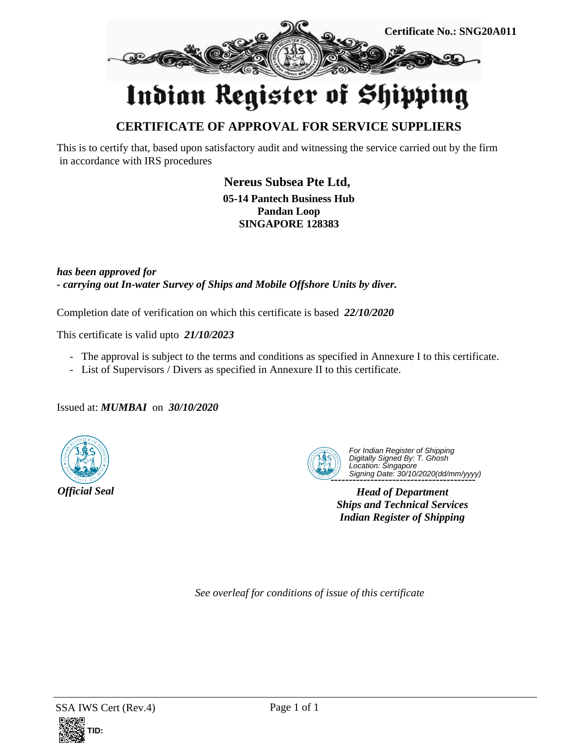Certificate No.: SNG20A011

# Indian Register of Shipping

## CERTIFICATE OF APPROVAL FOR SERVICE SUPPLIERS

This is to certify that, based upon satisfactory audit and witnessing the service carried out by the firm in accordance with IRS procedures

**Nereus Subsea Pte Ltd,**
**05-14 Pantech Business Hub**
**Pandan Loop**
**SINGAPORE 128383**

***has been approved for***
***- carrying out In-water Survey of Ships and Mobile Offshore Units by diver.***

Completion date of verification on which this certificate is based ***22/10/2020***

This certificate is valid upto ***21/10/2023***

- The approval is subject to the terms and conditions as specified in Annexure I to this certificate.
- List of Supervisors / Divers as specified in Annexure II to this certificate.

Issued at: ***MUMBAI*** on ***30/10/2020***

***Official Seal***

*For Indian Register of Shipping*
*Digitally Signed By: T. Ghosh*
*Location: Singapore*
*Signing Date: 30/10/2020(dd/mm/yyyy)*

***Head of Department***
***Ships and Technical Services***
***Indian Register of Shipping***

*See overleaf for conditions of issue of this certificate*

SSA IWS Cert (Rev.4)

TID: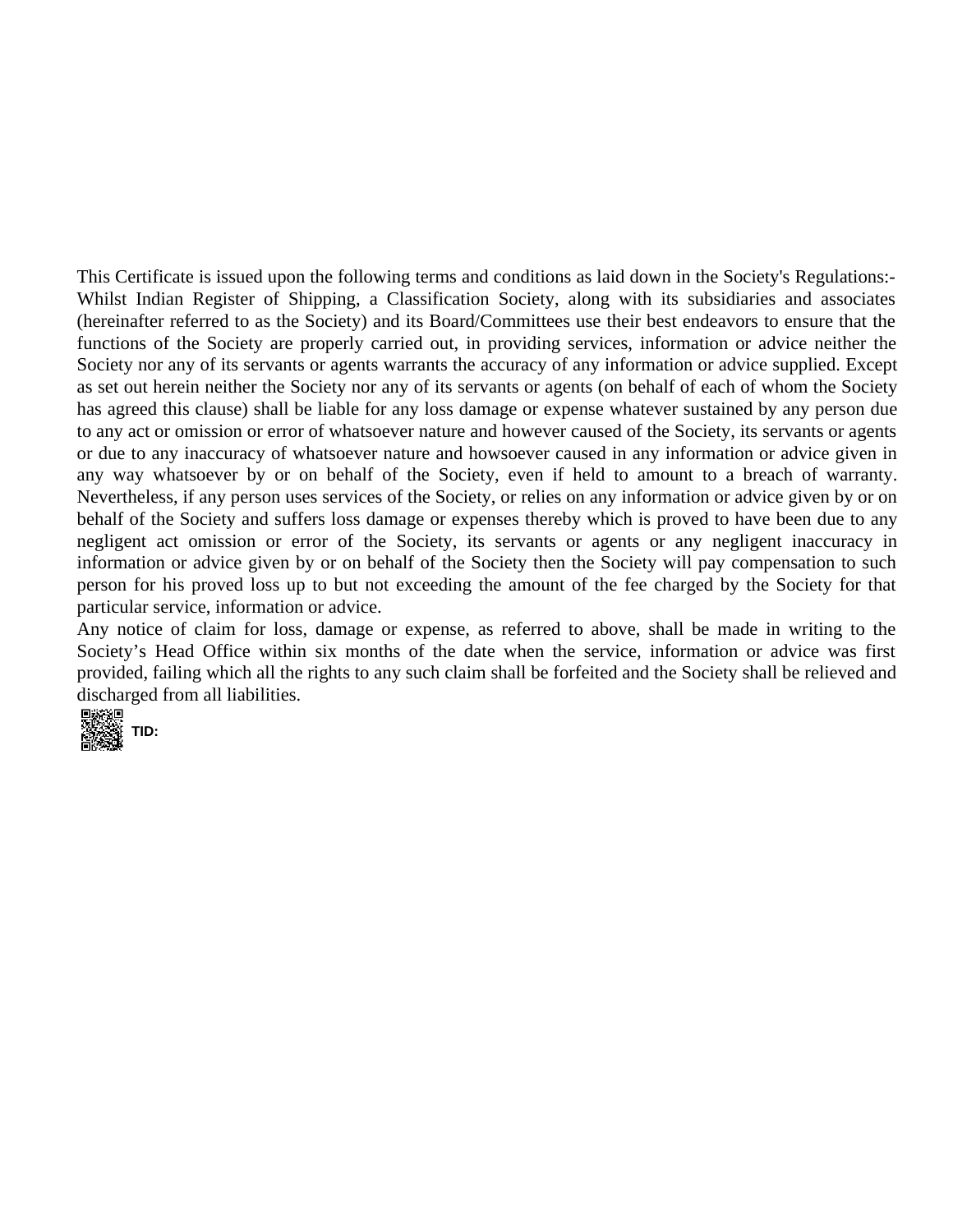This Certificate is issued upon the following terms and conditions as laid down in the Society's Regulations:-
Whilst Indian Register of Shipping, a Classification Society, along with its subsidiaries and associates (hereinafter referred to as the Society) and its Board/Committees use their best endeavors to ensure that the functions of the Society are properly carried out, in providing services, information or advice neither the Society nor any of its servants or agents warrants the accuracy of any information or advice supplied. Except as set out herein neither the Society nor any of its servants or agents (on behalf of each of whom the Society has agreed this clause) shall be liable for any loss damage or expense whatever sustained by any person due to any act or omission or error of whatsoever nature and however caused of the Society, its servants or agents or due to any inaccuracy of whatsoever nature and howsoever caused in any information or advice given in any way whatsoever by or on behalf of the Society, even if held to amount to a breach of warranty. Nevertheless, if any person uses services of the Society, or relies on any information or advice given by or on behalf of the Society and suffers loss damage or expenses thereby which is proved to have been due to any negligent act omission or error of the Society, its servants or agents or any negligent inaccuracy in information or advice given by or on behalf of the Society then the Society will pay compensation to such person for his proved loss up to but not exceeding the amount of the fee charged by the Society for that particular service, information or advice.
Any notice of claim for loss, damage or expense, as referred to above, shall be made in writing to the Society's Head Office within six months of the date when the service, information or advice was first provided, failing which all the rights to any such claim shall be forfeited and the Society shall be relieved and discharged from all liabilities.

**TID:**